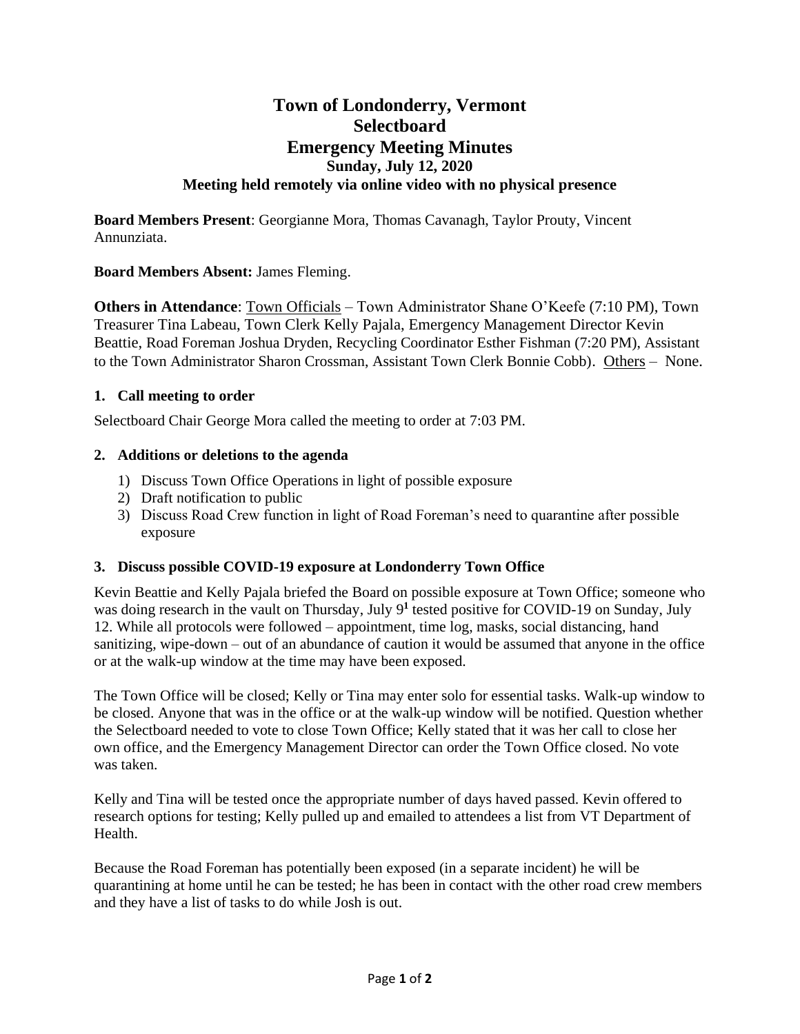# Town of Londonderry, Vermont
# Selectboard
# Emergency Meeting Minutes
### Sunday, July 12, 2020
### Meeting held remotely via online video with no physical presence

**Board Members Present**: Georgianne Mora, Thomas Cavanagh, Taylor Prouty, Vincent Annunziata.

**Board Members Absent:** James Fleming.

**Others in Attendance**: Town Officials – Town Administrator Shane O'Keefe (7:10 PM), Town Treasurer Tina Labeau, Town Clerk Kelly Pajala, Emergency Management Director Kevin Beattie, Road Foreman Joshua Dryden, Recycling Coordinator Esther Fishman (7:20 PM), Assistant to the Town Administrator Sharon Crossman, Assistant Town Clerk Bonnie Cobb). Others – None.

### 1. Call meeting to order

Selectboard Chair George Mora called the meeting to order at 7:03 PM.

### 2. Additions or deletions to the agenda

1) Discuss Town Office Operations in light of possible exposure
2) Draft notification to public
3) Discuss Road Crew function in light of Road Foreman's need to quarantine after possible exposure

### 3. Discuss possible COVID-19 exposure at Londonderry Town Office

Kevin Beattie and Kelly Pajala briefed the Board on possible exposure at Town Office; someone who was doing research in the vault on Thursday, July 9[1] tested positive for COVID-19 on Sunday, July 12. While all protocols were followed – appointment, time log, masks, social distancing, hand sanitizing, wipe-down – out of an abundance of caution it would be assumed that anyone in the office or at the walk-up window at the time may have been exposed.

The Town Office will be closed; Kelly or Tina may enter solo for essential tasks. Walk-up window to be closed. Anyone that was in the office or at the walk-up window will be notified. Question whether the Selectboard needed to vote to close Town Office; Kelly stated that it was her call to close her own office, and the Emergency Management Director can order the Town Office closed. No vote was taken.

Kelly and Tina will be tested once the appropriate number of days haved passed. Kevin offered to research options for testing; Kelly pulled up and emailed to attendees a list from VT Department of Health.

Because the Road Foreman has potentially been exposed (in a separate incident) he will be quarantining at home until he can be tested; he has been in contact with the other road crew members and they have a list of tasks to do while Josh is out.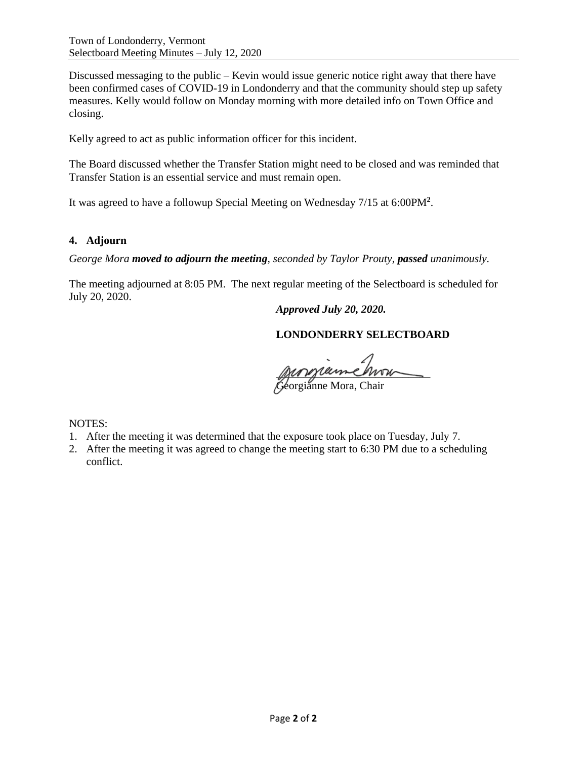Discussed messaging to the public – Kevin would issue generic notice right away that there have been confirmed cases of COVID-19 in Londonderry and that the community should step up safety measures. Kelly would follow on Monday morning with more detailed info on Town Office and closing.

Kelly agreed to act as public information officer for this incident.

The Board discussed whether the Transfer Station might need to be closed and was reminded that Transfer Station is an essential service and must remain open.

It was agreed to have a followup Special Meeting on Wednesday 7/15 at 6:00PM[2].

**4. Adjourn**

*George Mora* ***moved to adjourn the meeting****, seconded by Taylor Prouty,* ***passed*** *unanimously.*

The meeting adjourned at 8:05 PM. The next regular meeting of the Selectboard is scheduled for July 20, 2020.

***Approved July 20, 2020.***

**LONDONDERRY SELECTBOARD**

Georgianne Mora, Chair

NOTES:

1. After the meeting it was determined that the exposure took place on Tuesday, July 7.
2. After the meeting it was agreed to change the meeting start to 6:30 PM due to a scheduling conflict.